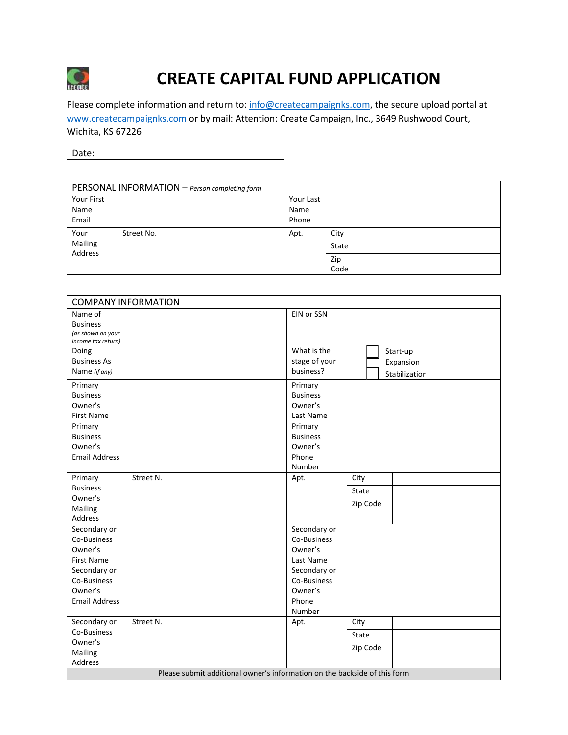# CREATE CAPITAL FUND APPLICATION

Please complete information and return to: info@createcampaignks.com, the secure upload portal at www.createcampaignks.com or by mail: Attention: Create Campaign, Inc., 3649 Rushwood Court, Wichita, KS 67226

| Date: |
|---|

| PERSONAL INFORMATION – *Person completing form* | | | | |
|---|---|---|---|---|
| Your First Name | | Your Last Name | | |
| Email | | Phone | | |
| Your Mailing Address | Street No. | Apt. | City | |
| | | | State | |
| | | | Zip Code | |

| COMPANY INFORMATION | | | | |
|---|---|---|---|---|
| Name of Business *(as shown on your income tax return)* | | EIN or SSN | | |
| Doing Business As Name *(if any)* | | What is the stage of your business? | ☐ Start-up<br>☐ Expansion<br>☐ Stabilization | |
| Primary Business Owner's First Name | | Primary Business Owner's Last Name | | |
| Primary Business Owner's Email Address | | Primary Business Owner's Phone Number | | |
| Primary Business Owner's Mailing Address | Street N. | Apt. | City | |
| | | | State | |
| | | | Zip Code | |
| Secondary or Co-Business Owner's First Name | | Secondary or Co-Business Owner's Last Name | | |
| Secondary or Co-Business Owner's Email Address | | Secondary or Co-Business Owner's Phone Number | | |
| Secondary or Co-Business Owner's Mailing Address | Street N. | Apt. | City | |
| | | | State | |
| | | | Zip Code | |
| Please submit additional owner's information on the backside of this form | | | | |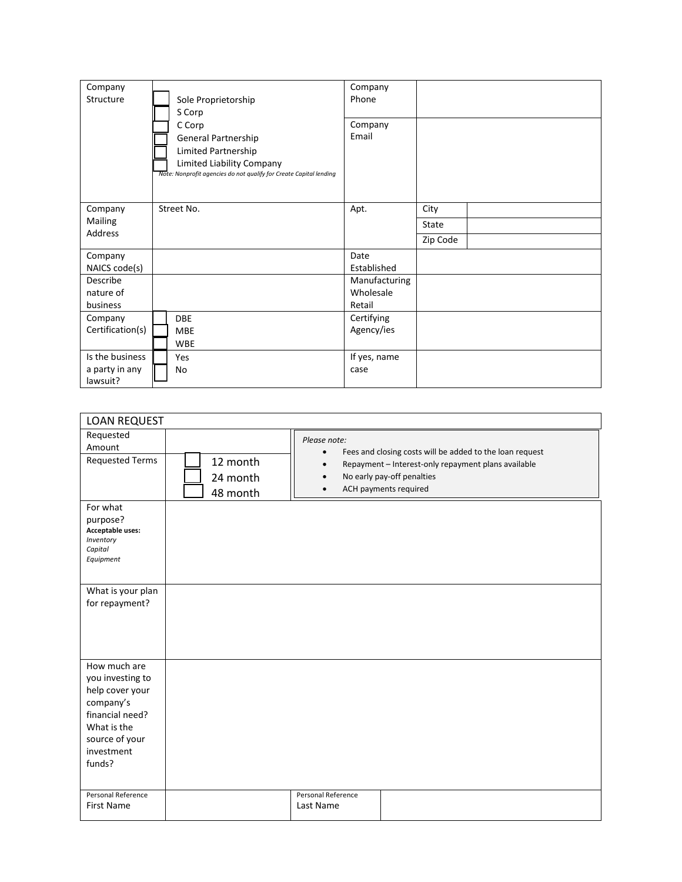| Company Structure | ☐ Sole Proprietorship<br>☐ S Corp<br>☐ C Corp<br>☐ General Partnership<br>☐ Limited Partnership<br>☐ Limited Liability Company<br>*Note: Nonprofit agencies do not qualify for Create Capital lending* | Company Phone | | |
|---|---|---|---|---|
| | | Company Email | | |
| Company Mailing Address | Street No. | Apt. | City | |
| | | | State | |
| | | | Zip Code | |
| Company NAICS code(s) | | Date Established | | |
| Describe nature of business | | Manufacturing<br>Wholesale<br>Retail | | |
| Company Certification(s) | ☐ DBE<br>☐ MBE<br>☐ WBE | Certifying Agency/ies | | |
| Is the business a party in any lawsuit? | ☐ Yes<br>☐ No | If yes, name case | | |

| LOAN REQUEST | | | |
|---|---|---|---|
| Requested Amount | | *Please note:*<br>• Fees and closing costs will be added to the loan request<br>• Repayment – Interest-only repayment plans available<br>• No early pay-off penalties<br>• ACH payments required | |
| Requested Terms | ☐ 12 month<br>☐ 24 month<br>☐ 48 month | | |
| For what purpose?<br>**Acceptable uses:**<br>*Inventory*<br>*Capital*<br>*Equipment* | | | |
| What is your plan for repayment? | | | |
| How much are you investing to help cover your company's financial need? What is the source of your investment funds? | | | |
| Personal Reference<br>First Name | | Personal Reference<br>Last Name | |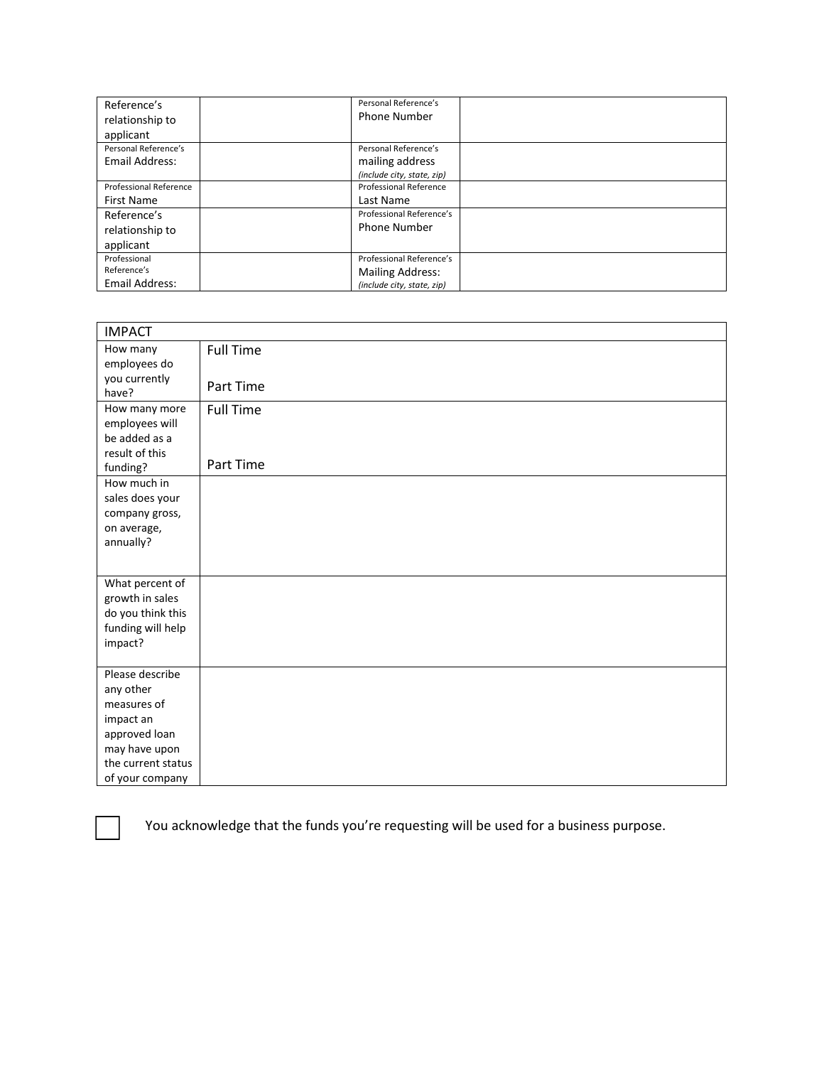| Reference's relationship to applicant | | Personal Reference's Phone Number | |
|---|---|---|---|
| Personal Reference's Email Address: | | Personal Reference's mailing address *(include city, state, zip)* | |
| Professional Reference First Name | | Professional Reference Last Name | |
| Reference's relationship to applicant | | Professional Reference's Phone Number | |
| Professional Reference's Email Address: | | Professional Reference's Mailing Address: *(include city, state, zip)* | |

| IMPACT | |
|---|---|
| How many employees do you currently have? | Full Time<br><br>Part Time |
| How many more employees will be added as a result of this funding? | Full Time<br><br>Part Time |
| How much in sales does your company gross, on average, annually? | |
| What percent of growth in sales do you think this funding will help impact? | |
| Please describe any other measures of impact an approved loan may have upon the current status of your company | |

☐ You acknowledge that the funds you're requesting will be used for a business purpose.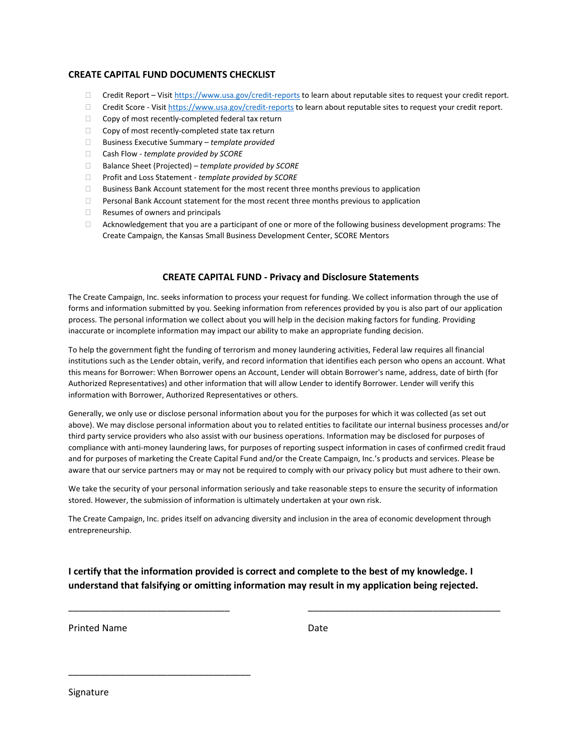### CREATE CAPITAL FUND DOCUMENTS CHECKLIST

- ☐ Credit Report – Visit https://www.usa.gov/credit-reports to learn about reputable sites to request your credit report.
- ☐ Credit Score - Visit https://www.usa.gov/credit-reports to learn about reputable sites to request your credit report.
- ☐ Copy of most recently-completed federal tax return
- ☐ Copy of most recently-completed state tax return
- ☐ Business Executive Summary – *template provided*
- ☐ Cash Flow - *template provided by SCORE*
- ☐ Balance Sheet (Projected) – *template provided by SCORE*
- ☐ Profit and Loss Statement - *template provided by SCORE*
- ☐ Business Bank Account statement for the most recent three months previous to application
- ☐ Personal Bank Account statement for the most recent three months previous to application
- ☐ Resumes of owners and principals
- ☐ Acknowledgement that you are a participant of one or more of the following business development programs: The Create Campaign, the Kansas Small Business Development Center, SCORE Mentors

### CREATE CAPITAL FUND - Privacy and Disclosure Statements

The Create Campaign, Inc. seeks information to process your request for funding. We collect information through the use of forms and information submitted by you. Seeking information from references provided by you is also part of our application process. The personal information we collect about you will help in the decision making factors for funding. Providing inaccurate or incomplete information may impact our ability to make an appropriate funding decision.

To help the government fight the funding of terrorism and money laundering activities, Federal law requires all financial institutions such as the Lender obtain, verify, and record information that identifies each person who opens an account. What this means for Borrower: When Borrower opens an Account, Lender will obtain Borrower's name, address, date of birth (for Authorized Representatives) and other information that will allow Lender to identify Borrower. Lender will verify this information with Borrower, Authorized Representatives or others.

Generally, we only use or disclose personal information about you for the purposes for which it was collected (as set out above). We may disclose personal information about you to related entities to facilitate our internal business processes and/or third party service providers who also assist with our business operations. Information may be disclosed for purposes of compliance with anti-money laundering laws, for purposes of reporting suspect information in cases of confirmed credit fraud and for purposes of marketing the Create Capital Fund and/or the Create Campaign, Inc.'s products and services. Please be aware that our service partners may or may not be required to comply with our privacy policy but must adhere to their own.

We take the security of your personal information seriously and take reasonable steps to ensure the security of information stored. However, the submission of information is ultimately undertaken at your own risk.

The Create Campaign, Inc. prides itself on advancing diversity and inclusion in the area of economic development through entrepreneurship.

**I certify that the information provided is correct and complete to the best of my knowledge. I understand that falsifying or omitting information may result in my application being rejected.**

_________________________________ _________________________________

Printed Name Date

_________________________________

Signature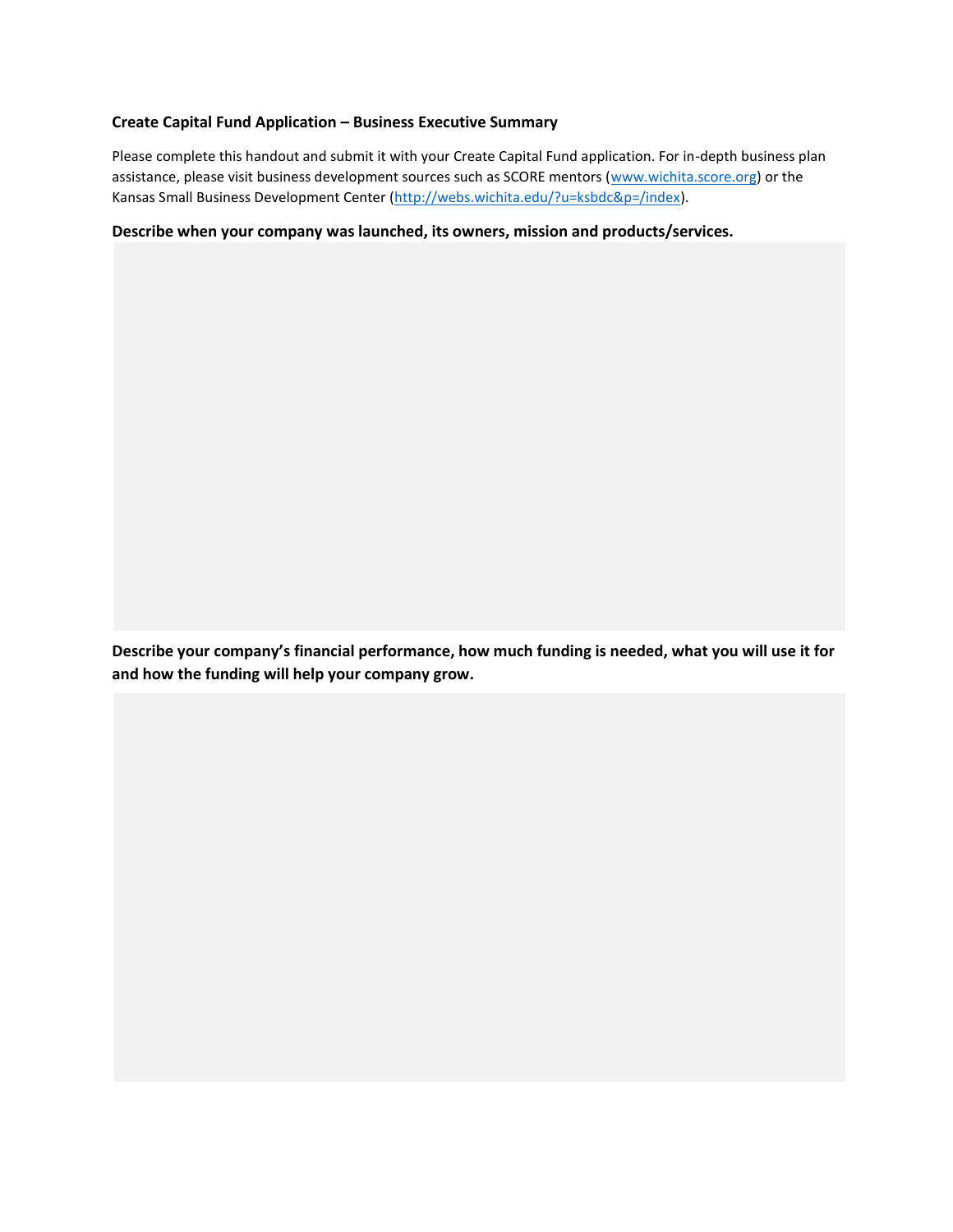**Create Capital Fund Application – Business Executive Summary**

Please complete this handout and submit it with your Create Capital Fund application. For in-depth business plan assistance, please visit business development sources such as SCORE mentors ([www.wichita.score.org](www.wichita.score.org)) or the Kansas Small Business Development Center ([http://webs.wichita.edu/?u=ksbdc&p=/index](http://webs.wichita.edu/?u=ksbdc&p=/index)).

**Describe when your company was launched, its owners, mission and products/services.**

**Describe your company's financial performance, how much funding is needed, what you will use it for and how the funding will help your company grow.**